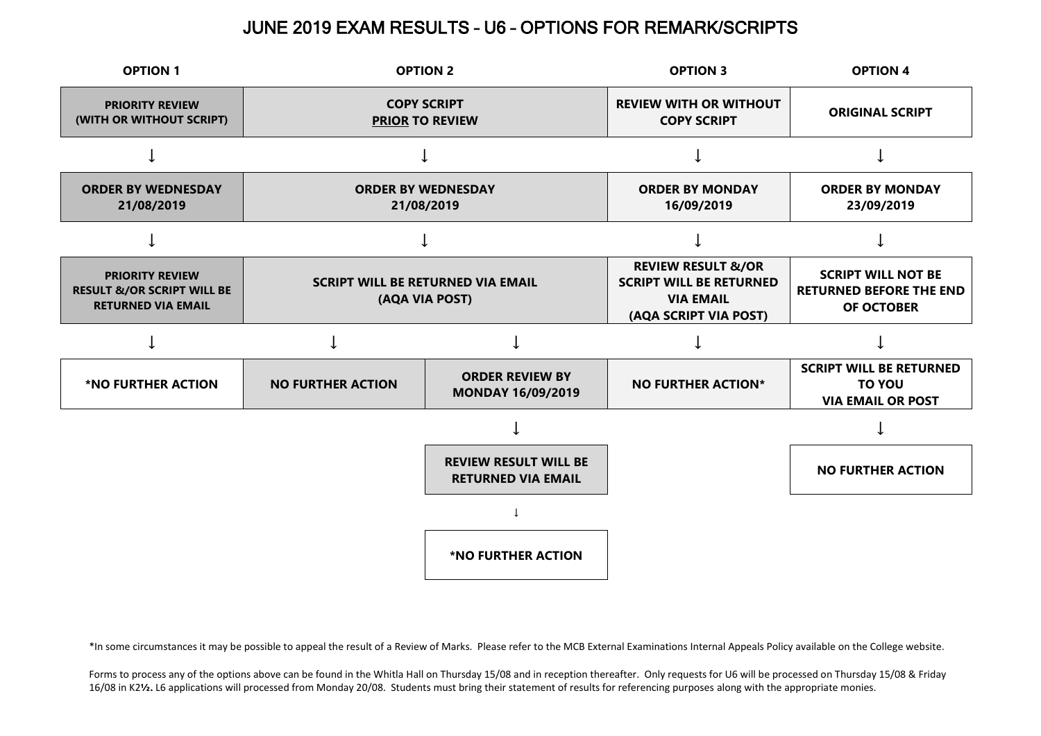# JUNE 2019 EXAM RESULTS – U6 – OPTIONS FOR REMARK/SCRIPTS

| OPTION 1 | OPTION 2 | | OPTION 3 | OPTION 4 |
|---|---|---|---|---|
| **PRIORITY REVIEW (WITH OR WITHOUT SCRIPT)** | **COPY SCRIPT PRIOR TO REVIEW** | | **REVIEW WITH OR WITHOUT COPY SCRIPT** | **ORIGINAL SCRIPT** |
| ↓ | ↓ | | ↓ | ↓ |
| **ORDER BY WEDNESDAY 21/08/2019** | **ORDER BY WEDNESDAY 21/08/2019** | | **ORDER BY MONDAY 16/09/2019** | **ORDER BY MONDAY 23/09/2019** |
| ↓ | ↓ | | ↓ | ↓ |
| **PRIORITY REVIEW RESULT &/OR SCRIPT WILL BE RETURNED VIA EMAIL** | **SCRIPT WILL BE RETURNED VIA EMAIL (AQA VIA POST)** | | **REVIEW RESULT &/OR SCRIPT WILL BE RETURNED VIA EMAIL (AQA SCRIPT VIA POST)** | **SCRIPT WILL NOT BE RETURNED BEFORE THE END OF OCTOBER** |
| ↓ | ↓ | ↓ | ↓ | ↓ |
| **\*NO FURTHER ACTION** | **NO FURTHER ACTION** | **ORDER REVIEW BY MONDAY 16/09/2019** | **NO FURTHER ACTION\*** | **SCRIPT WILL BE RETURNED TO YOU VIA EMAIL OR POST** |
| | | ↓ | | ↓ |
| | | **REVIEW RESULT WILL BE RETURNED VIA EMAIL** | | **NO FURTHER ACTION** |
| | | ↓ | | |
| | | **\*NO FURTHER ACTION** | | |

*In some circumstances it may be possible to appeal the result of a Review of Marks. Please refer to the MCB External Examinations Internal Appeals Policy available on the College website.

Forms to process any of the options above can be found in the Whitla Hall on Thursday 15/08 and in reception thereafter. Only requests for U6 will be processed on Thursday 15/08 & Friday 16/08 in K2½. L6 applications will processed from Monday 20/08. Students must bring their statement of results for referencing purposes along with the appropriate monies.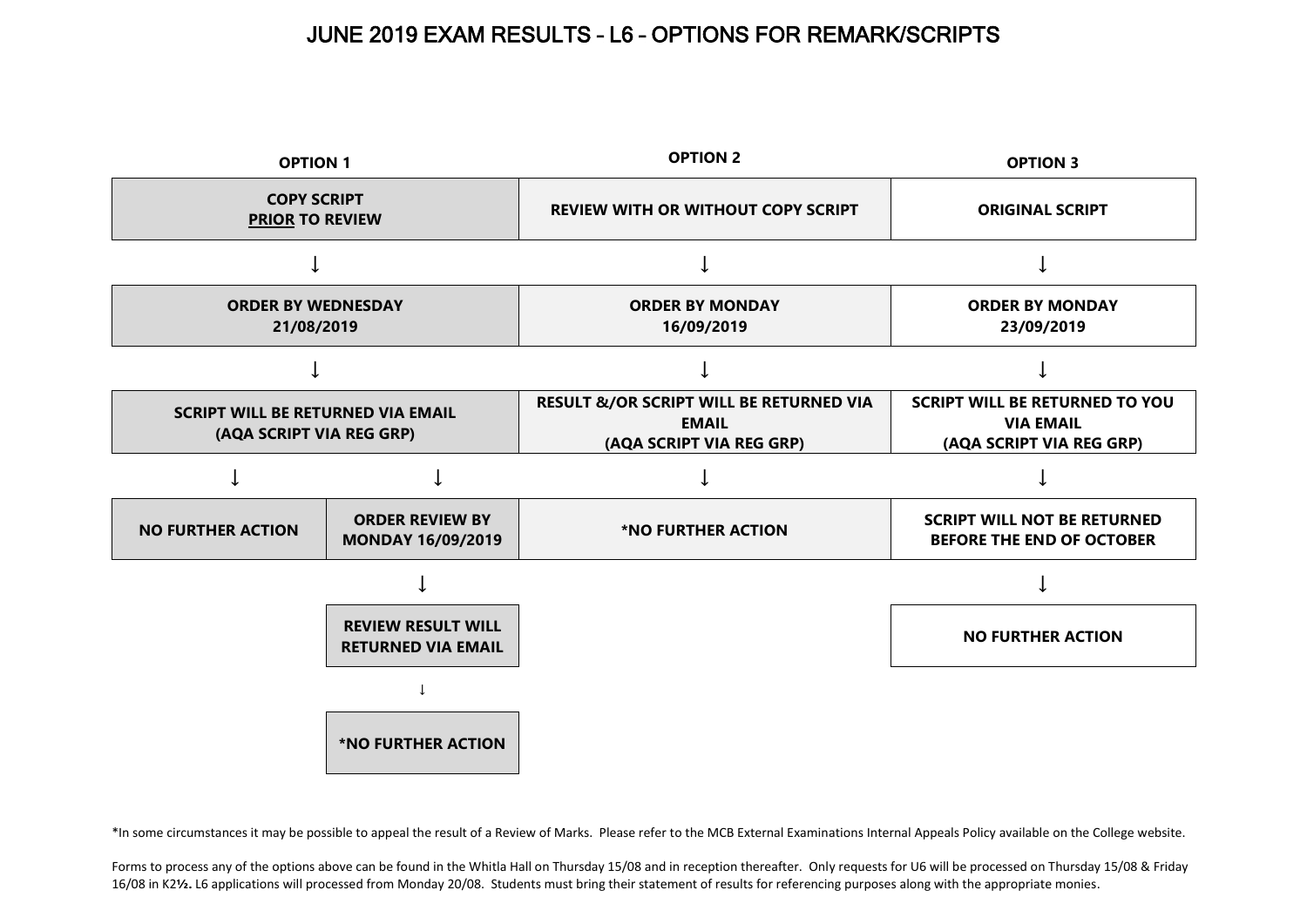# JUNE 2019 EXAM RESULTS – L6 – OPTIONS FOR REMARK/SCRIPTS

## OPTION 1

**COPY SCRIPT**
**<u>PRIOR</u> TO REVIEW**

↓

**ORDER BY WEDNESDAY 21/08/2019**

↓

**SCRIPT WILL BE RETURNED VIA EMAIL (AQA SCRIPT VIA REG GRP)**

↓ (either)

- **NO FURTHER ACTION**
- **ORDER REVIEW BY MONDAY 16/09/2019**
  ↓
  **REVIEW RESULT WILL RETURNED VIA EMAIL**
  ↓
  ***NO FURTHER ACTION**

## OPTION 2

**REVIEW WITH OR WITHOUT COPY SCRIPT**

↓

**ORDER BY MONDAY 16/09/2019**

↓

**RESULT &/OR SCRIPT WILL BE RETURNED VIA EMAIL (AQA SCRIPT VIA REG GRP)**

↓

***NO FURTHER ACTION**

## OPTION 3

**ORIGINAL SCRIPT**

↓

**ORDER BY MONDAY 23/09/2019**

↓

**SCRIPT WILL BE RETURNED TO YOU VIA EMAIL (AQA SCRIPT VIA REG GRP)**

↓

**SCRIPT WILL NOT BE RETURNED BEFORE THE END OF OCTOBER**

↓

**NO FURTHER ACTION**

*In some circumstances it may be possible to appeal the result of a Review of Marks. Please refer to the MCB External Examinations Internal Appeals Policy available on the College website.

Forms to process any of the options above can be found in the Whitla Hall on Thursday 15/08 and in reception thereafter. Only requests for U6 will be processed on Thursday 15/08 & Friday 16/08 in K2**½.** L6 applications will processed from Monday 20/08. Students must bring their statement of results for referencing purposes along with the appropriate monies.